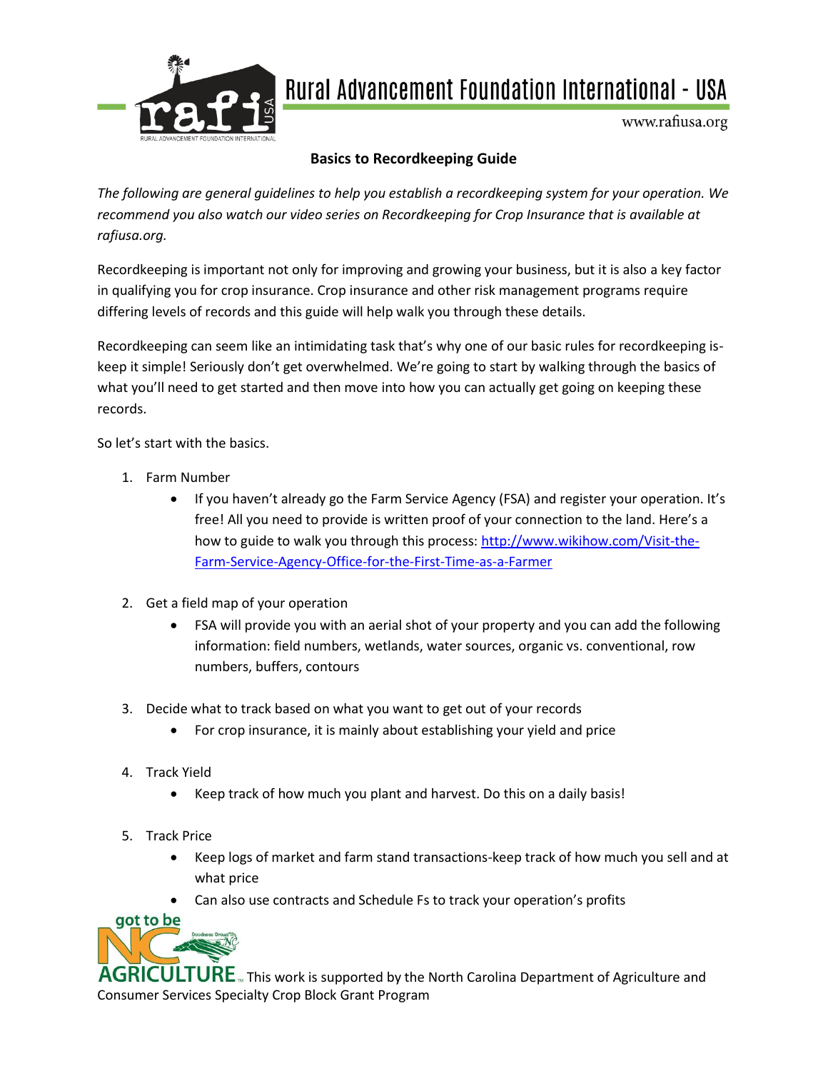# Rural Advancement Foundation International - USA

www.rafiusa.org

## Basics to Recordkeeping Guide

*The following are general guidelines to help you establish a recordkeeping system for your operation. We recommend you also watch our video series on Recordkeeping for Crop Insurance that is available at rafiusa.org.*

Recordkeeping is important not only for improving and growing your business, but it is also a key factor in qualifying you for crop insurance. Crop insurance and other risk management programs require differing levels of records and this guide will help walk you through these details.

Recordkeeping can seem like an intimidating task that's why one of our basic rules for recordkeeping is- keep it simple! Seriously don't get overwhelmed. We're going to start by walking through the basics of what you'll need to get started and then move into how you can actually get going on keeping these records.

So let's start with the basics.

1. Farm Number
   - If you haven't already go the Farm Service Agency (FSA) and register your operation. It's free! All you need to provide is written proof of your connection to the land. Here's a how to guide to walk you through this process: [http://www.wikihow.com/Visit-the-Farm-Service-Agency-Office-for-the-First-Time-as-a-Farmer](http://www.wikihow.com/Visit-the-Farm-Service-Agency-Office-for-the-First-Time-as-a-Farmer)

2. Get a field map of your operation
   - FSA will provide you with an aerial shot of your property and you can add the following information: field numbers, wetlands, water sources, organic vs. conventional, row numbers, buffers, contours

3. Decide what to track based on what you want to get out of your records
   - For crop insurance, it is mainly about establishing your yield and price

4. Track Yield
   - Keep track of how much you plant and harvest. Do this on a daily basis!

5. Track Price
   - Keep logs of market and farm stand transactions-keep track of how much you sell and at what price
   - Can also use contracts and Schedule Fs to track your operation's profits

This work is supported by the North Carolina Department of Agriculture and Consumer Services Specialty Crop Block Grant Program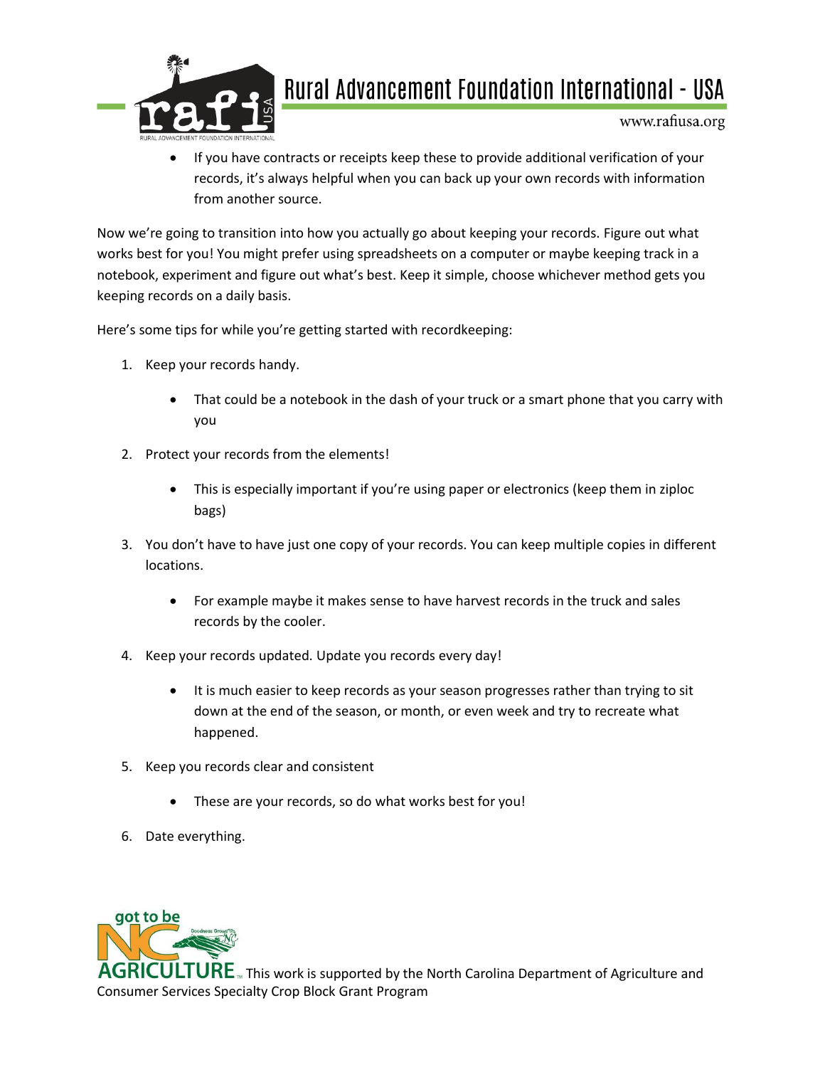- If you have contracts or receipts keep these to provide additional verification of your records, it's always helpful when you can back up your own records with information from another source.

Now we're going to transition into how you actually go about keeping your records. Figure out what works best for you! You might prefer using spreadsheets on a computer or maybe keeping track in a notebook, experiment and figure out what's best. Keep it simple, choose whichever method gets you keeping records on a daily basis.

Here's some tips for while you're getting started with recordkeeping:

1. Keep your records handy.
    - That could be a notebook in the dash of your truck or a smart phone that you carry with you
2. Protect your records from the elements!
    - This is especially important if you're using paper or electronics (keep them in ziploc bags)
3. You don't have to have just one copy of your records. You can keep multiple copies in different locations.
    - For example maybe it makes sense to have harvest records in the truck and sales records by the cooler.
4. Keep your records updated. Update you records every day!
    - It is much easier to keep records as your season progresses rather than trying to sit down at the end of the season, or month, or even week and try to recreate what happened.
5. Keep you records clear and consistent
    - These are your records, so do what works best for you!
6. Date everything.

This work is supported by the North Carolina Department of Agriculture and Consumer Services Specialty Crop Block Grant Program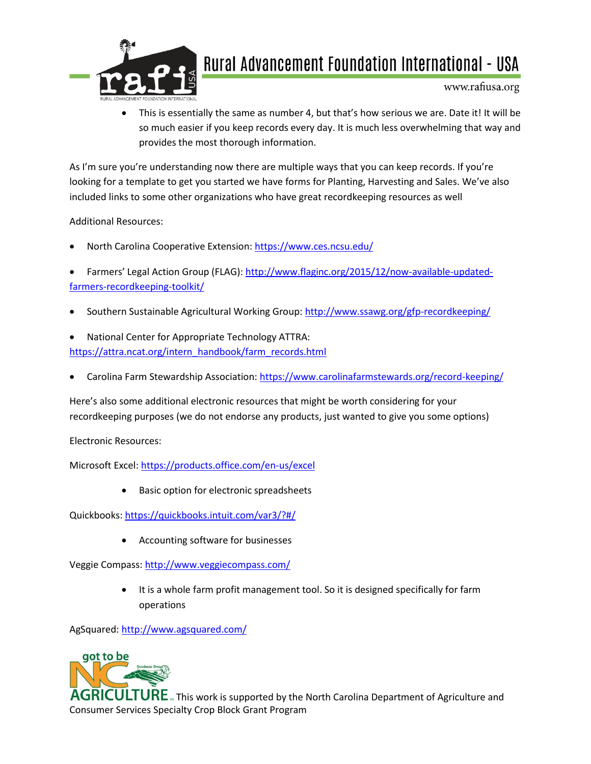- This is essentially the same as number 4, but that's how serious we are. Date it! It will be so much easier if you keep records every day. It is much less overwhelming that way and provides the most thorough information.

As I'm sure you're understanding now there are multiple ways that you can keep records. If you're looking for a template to get you started we have forms for Planting, Harvesting and Sales. We've also included links to some other organizations who have great recordkeeping resources as well

Additional Resources:

- North Carolina Cooperative Extension: https://www.ces.ncsu.edu/
- Farmers' Legal Action Group (FLAG): http://www.flaginc.org/2015/12/now-available-updated-farmers-recordkeeping-toolkit/
- Southern Sustainable Agricultural Working Group: http://www.ssawg.org/gfp-recordkeeping/
- National Center for Appropriate Technology ATTRA: https://attra.ncat.org/intern_handbook/farm_records.html
- Carolina Farm Stewardship Association: https://www.carolinafarmstewards.org/record-keeping/

Here's also some additional electronic resources that might be worth considering for your recordkeeping purposes (we do not endorse any products, just wanted to give you some options)

Electronic Resources:

Microsoft Excel: https://products.office.com/en-us/excel

- Basic option for electronic spreadsheets

Quickbooks: https://quickbooks.intuit.com/var3/?#/

- Accounting software for businesses

Veggie Compass: http://www.veggiecompass.com/

- It is a whole farm profit management tool. So it is designed specifically for farm operations

AgSquared: http://www.agsquared.com/

This work is supported by the North Carolina Department of Agriculture and Consumer Services Specialty Crop Block Grant Program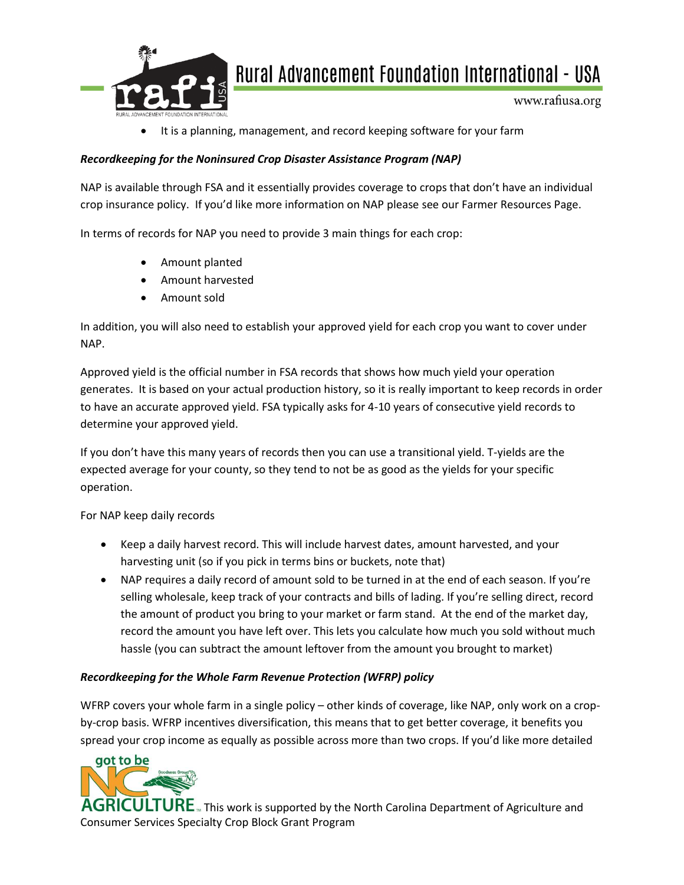- It is a planning, management, and record keeping software for your farm

***Recordkeeping for the Noninsured Crop Disaster Assistance Program (NAP)***

NAP is available through FSA and it essentially provides coverage to crops that don't have an individual crop insurance policy. If you'd like more information on NAP please see our Farmer Resources Page.

In terms of records for NAP you need to provide 3 main things for each crop:

- Amount planted
- Amount harvested
- Amount sold

In addition, you will also need to establish your approved yield for each crop you want to cover under NAP.

Approved yield is the official number in FSA records that shows how much yield your operation generates. It is based on your actual production history, so it is really important to keep records in order to have an accurate approved yield. FSA typically asks for 4-10 years of consecutive yield records to determine your approved yield.

If you don't have this many years of records then you can use a transitional yield. T-yields are the expected average for your county, so they tend to not be as good as the yields for your specific operation.

For NAP keep daily records

- Keep a daily harvest record. This will include harvest dates, amount harvested, and your harvesting unit (so if you pick in terms bins or buckets, note that)
- NAP requires a daily record of amount sold to be turned in at the end of each season. If you're selling wholesale, keep track of your contracts and bills of lading. If you're selling direct, record the amount of product you bring to your market or farm stand. At the end of the market day, record the amount you have left over. This lets you calculate how much you sold without much hassle (you can subtract the amount leftover from the amount you brought to market)

***Recordkeeping for the Whole Farm Revenue Protection (WFRP) policy***

WFRP covers your whole farm in a single policy – other kinds of coverage, like NAP, only work on a crop-by-crop basis. WFRP incentives diversification, this means that to get better coverage, it benefits you spread your crop income as equally as possible across more than two crops. If you'd like more detailed

This work is supported by the North Carolina Department of Agriculture and Consumer Services Specialty Crop Block Grant Program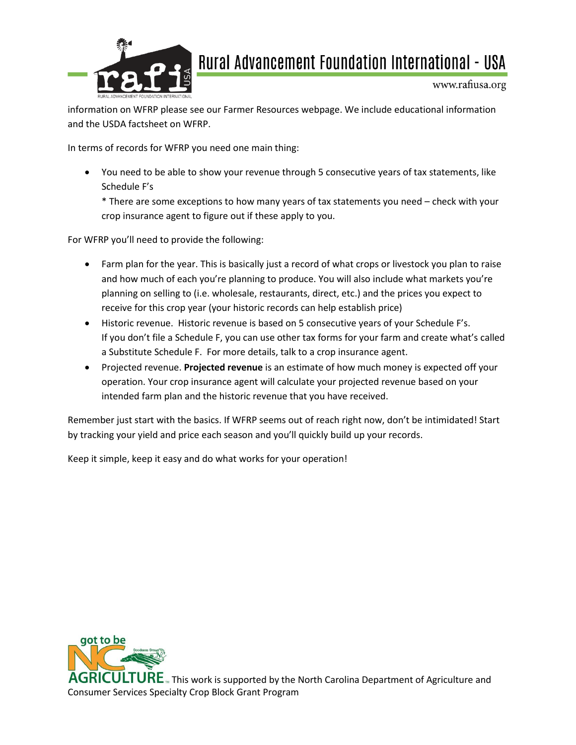information on WFRP please see our Farmer Resources webpage. We include educational information and the USDA factsheet on WFRP.

In terms of records for WFRP you need one main thing:

- You need to be able to show your revenue through 5 consecutive years of tax statements, like Schedule F's
  * There are some exceptions to how many years of tax statements you need – check with your crop insurance agent to figure out if these apply to you.

For WFRP you'll need to provide the following:

- Farm plan for the year. This is basically just a record of what crops or livestock you plan to raise and how much of each you're planning to produce. You will also include what markets you're planning on selling to (i.e. wholesale, restaurants, direct, etc.) and the prices you expect to receive for this crop year (your historic records can help establish price)
- Historic revenue. Historic revenue is based on 5 consecutive years of your Schedule F's. If you don't file a Schedule F, you can use other tax forms for your farm and create what's called a Substitute Schedule F. For more details, talk to a crop insurance agent.
- Projected revenue. **Projected revenue** is an estimate of how much money is expected off your operation. Your crop insurance agent will calculate your projected revenue based on your intended farm plan and the historic revenue that you have received.

Remember just start with the basics. If WFRP seems out of reach right now, don't be intimidated! Start by tracking your yield and price each season and you'll quickly build up your records.

Keep it simple, keep it easy and do what works for your operation!

This work is supported by the North Carolina Department of Agriculture and Consumer Services Specialty Crop Block Grant Program